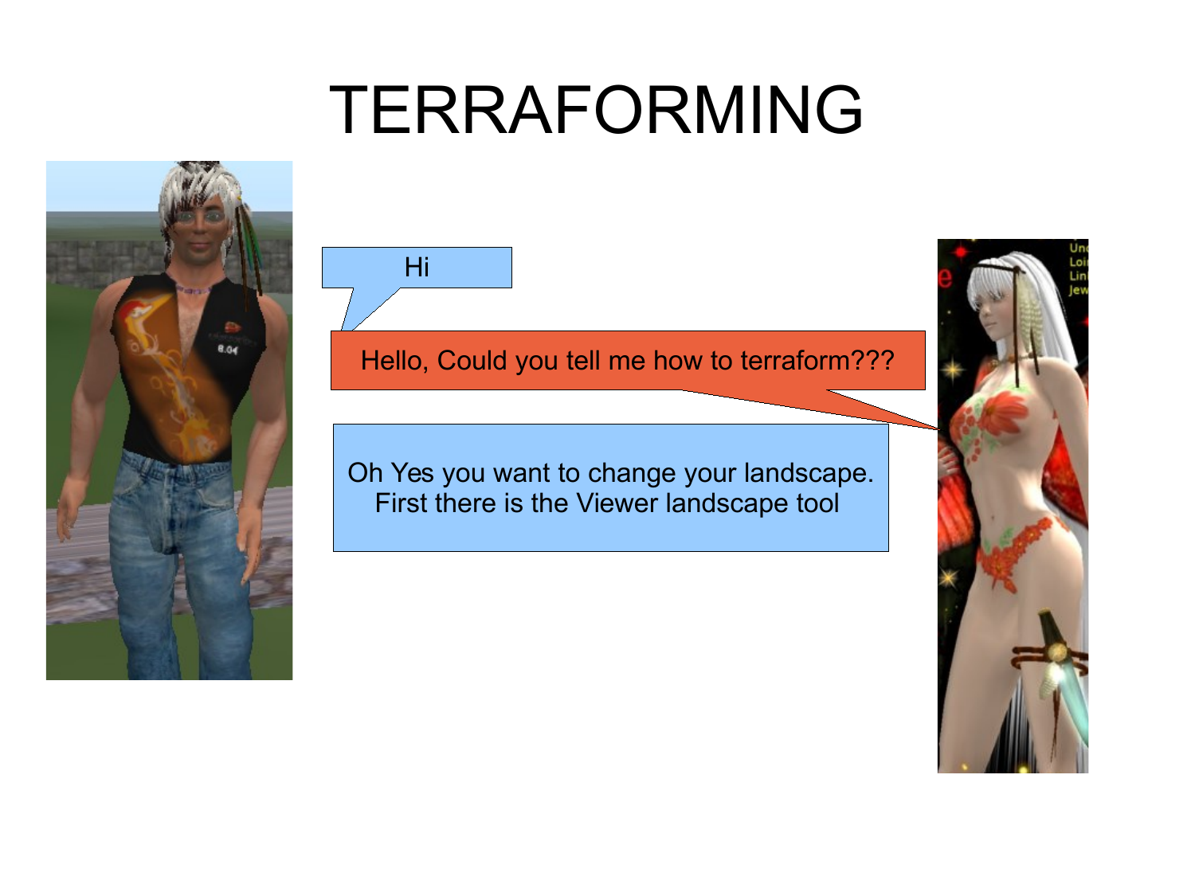# TERRAFORMING

Hi

Hello, Could you tell me how to terraform???

Oh Yes you want to change your landscape.
First there is the Viewer landscape tool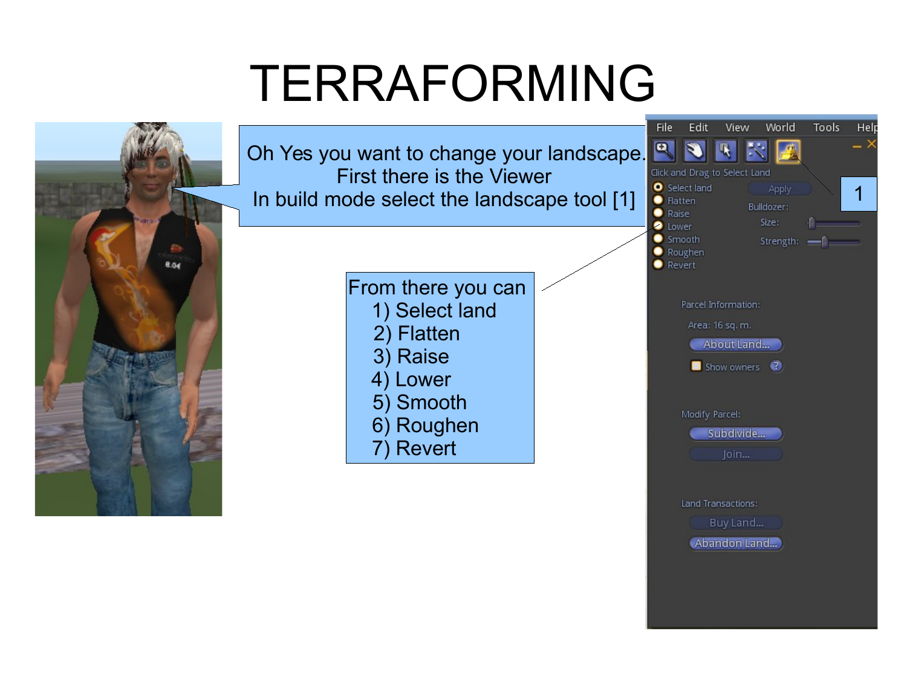# TERRAFORMING

Oh Yes you want to change your landscape.
First there is the Viewer
In build mode select the landscape tool [1]

From there you can
1) Select land
2) Flatten
3) Raise
4) Lower
5) Smooth
6) Roughen
7) Revert

File Edit View World Tools Help

Click and Drag to Select Land

- Select land
- Flatten
- Raise
- Lower
- Smooth
- Roughen
- Revert

Apply

Bulldozer:
Size:
Strength:

Parcel Information:
Area: 16 sq. m.
About Land...
Show owners

Modify Parcel:
Subdivide...
Join...

Land Transactions:
Buy Land...
Abandon Land...

1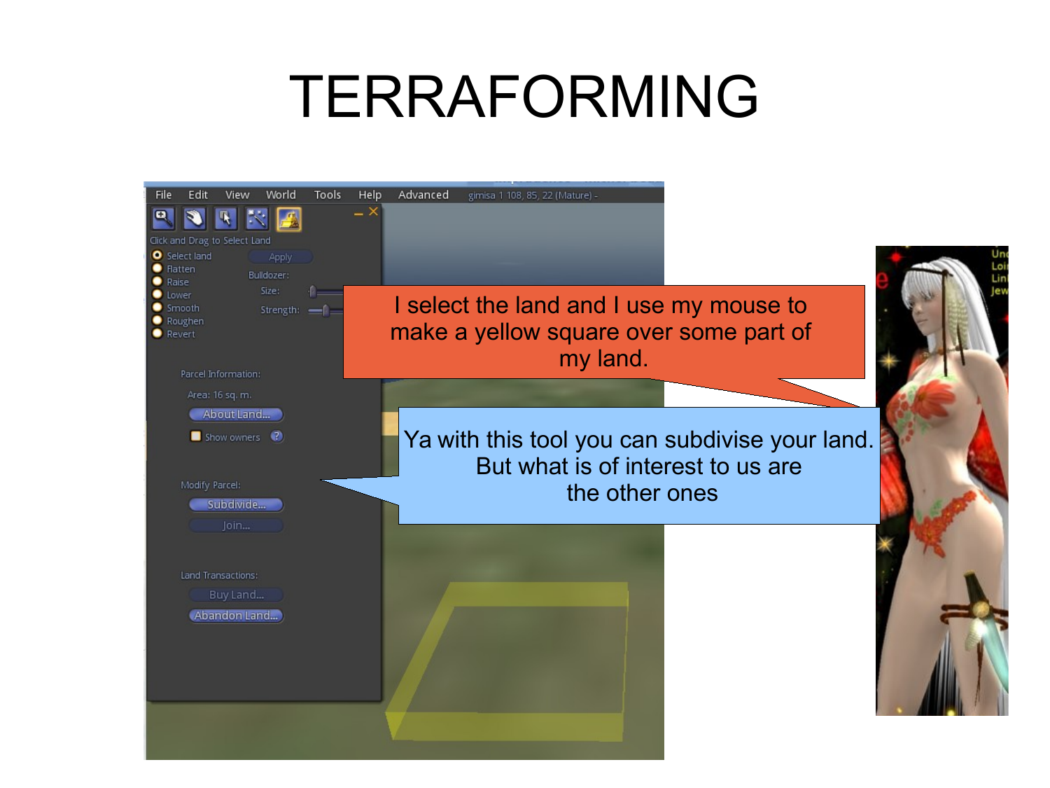# TERRAFORMING

I select the land and I use my mouse to make a yellow square over some part of my land.

Ya with this tool you can subdivise your land. But what is of interest to us are the other ones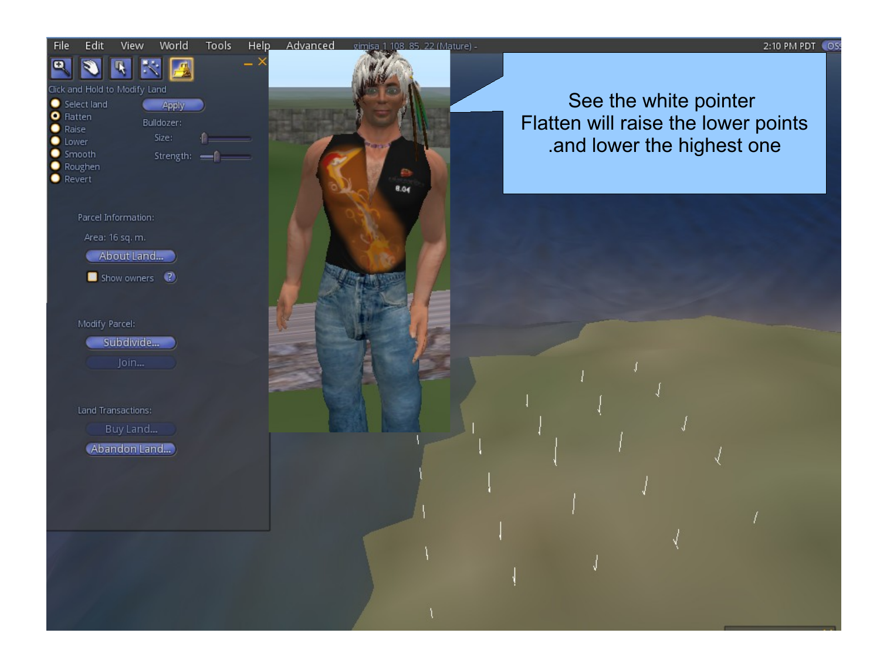See the white pointer
Flatten will raise the lower points
.and lower the highest one

File Edit View World Tools Help Advanced

Click and Hold to Modify Land

- Select land
- Flatten
- Raise
- Lower
- Smooth
- Roughen
- Revert

Apply

Bulldozer:

Size:

Strength:

Parcel Information:

Area: 16 sq. m.

About Land...

Show owners

Modify Parcel:

Subdivide...

Join...

Land Transactions:

Buy Land...

Abandon Land...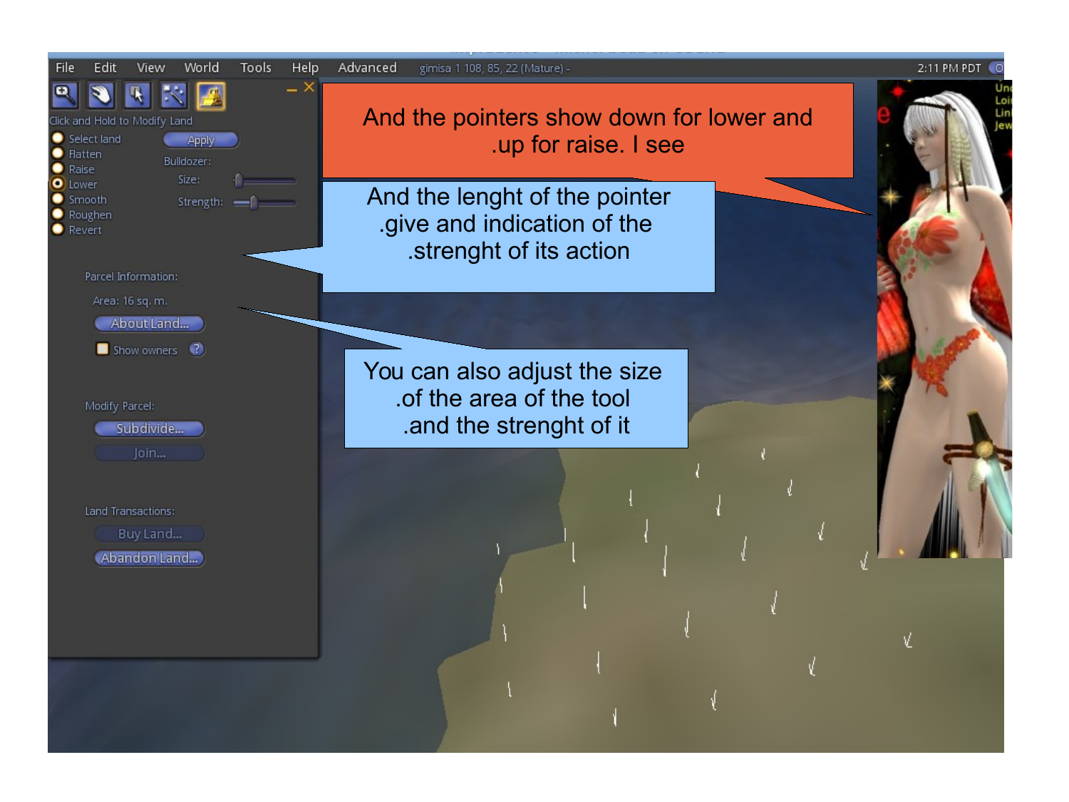And the pointers show down for lower and .up for raise. I see

And the lenght of the pointer .give and indication of the .strenght of its action

You can also adjust the size .of the area of the tool .and the strenght of it

File Edit View World Tools Help Advanced gimisa 1 108, 85, 22 (Mature) - 2:11 PM PDT

Click and Hold to Modify Land

- Select land
- Flatten
- Raise
- Lower
- Smooth
- Roughen
- Revert

Apply

Bulldozer:

Size:

Strength:

Parcel Information:

Area: 16 sq. m.

About Land...

Show owners

Modify Parcel:

Subdivide...

Join...

Land Transactions:

Buy Land...

Abandon Land...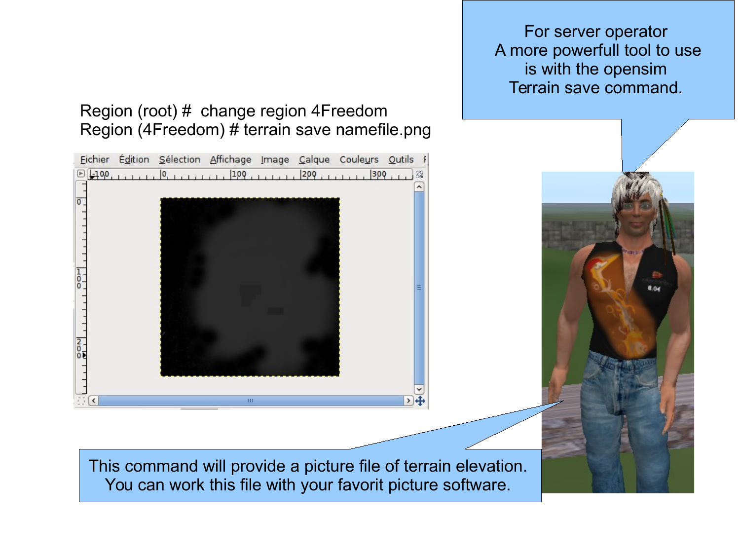For server operator
A more powerfull tool to use
is with the opensim
Terrain save command.

```
Region (root) #  change region 4Freedom
Region (4Freedom) # terrain save namefile.png
```

This command will provide a picture file of terrain elevation.
You can work this file with your favorit picture software.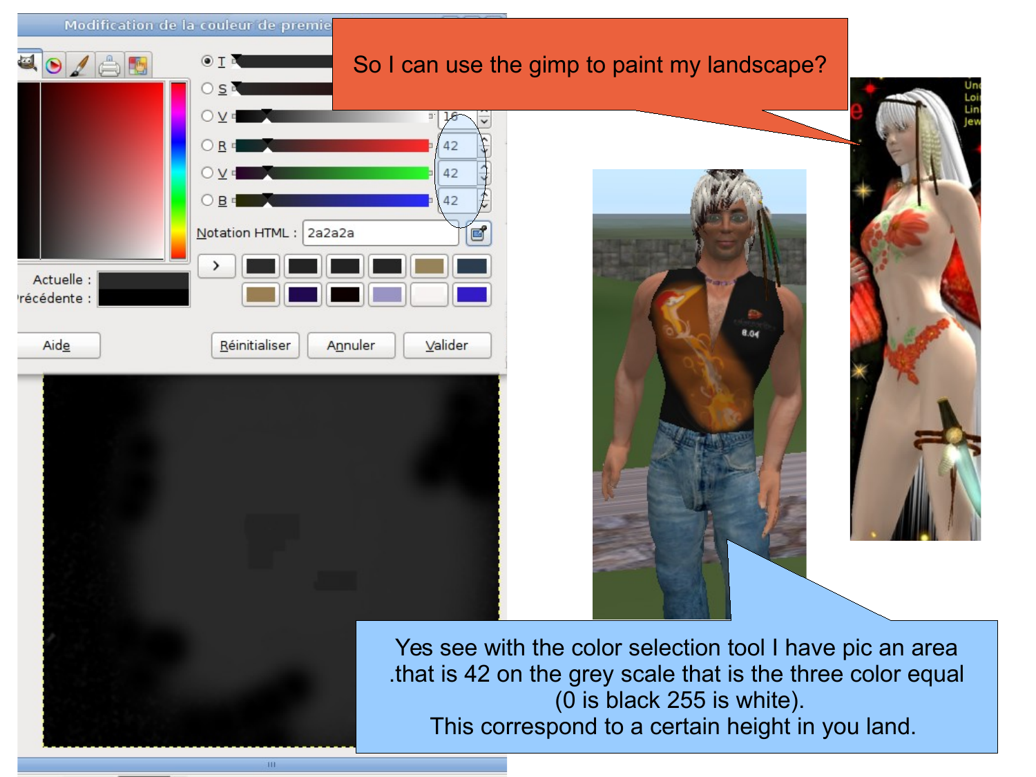So I can use the gimp to paint my landscape?

Yes see with the color selection tool I have pic an area .that is 42 on the grey scale that is the three color equal (0 is black 255 is white).
This correspond to a certain height in you land.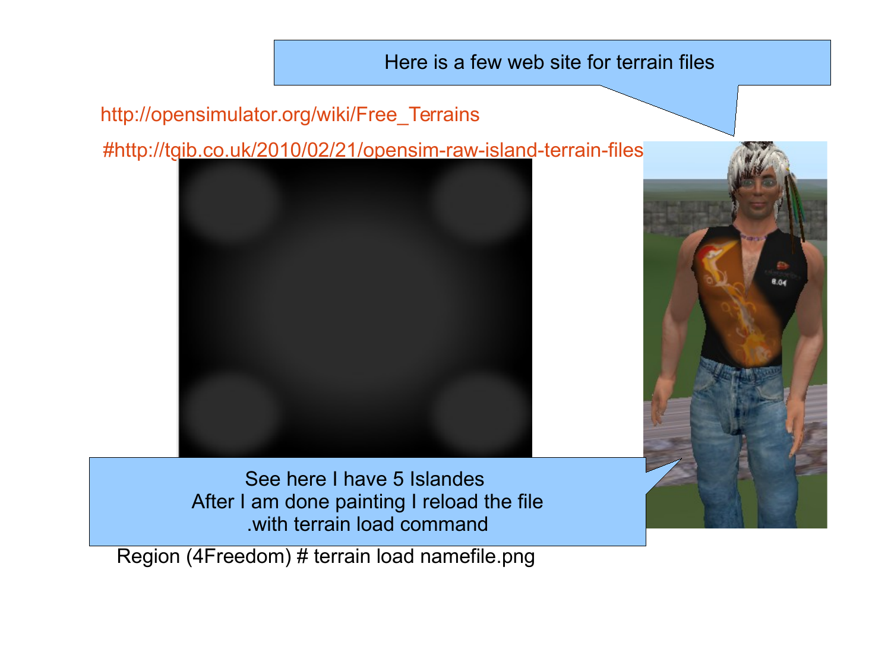Here is a few web site for terrain files

http://opensimulator.org/wiki/Free_Terrains

#http://tgib.co.uk/2010/02/21/opensim-raw-island-terrain-files

See here I have 5 Islandes
After I am done painting I reload the file
.with terrain load command

Region (4Freedom) # terrain load namefile.png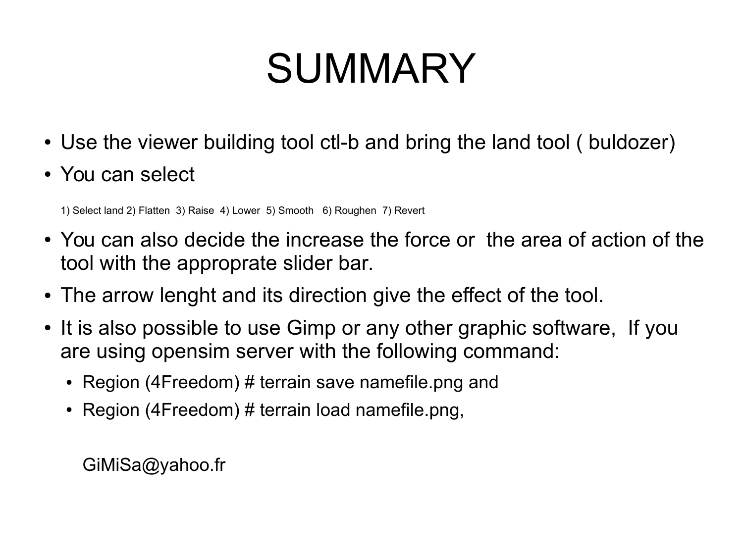# SUMMARY

- Use the viewer building tool ctl-b and bring the land tool ( buldozer)
- You can select

  1) Select land 2) Flatten 3) Raise 4) Lower 5) Smooth 6) Roughen 7) Revert

- You can also decide the increase the force or the area of action of the tool with the approprate slider bar.
- The arrow lenght and its direction give the effect of the tool.
- It is also possible to use Gimp or any other graphic software, If you are using opensim server with the following command:
  - Region (4Freedom) # terrain save namefile.png and
  - Region (4Freedom) # terrain load namefile.png,

  GiMiSa@yahoo.fr